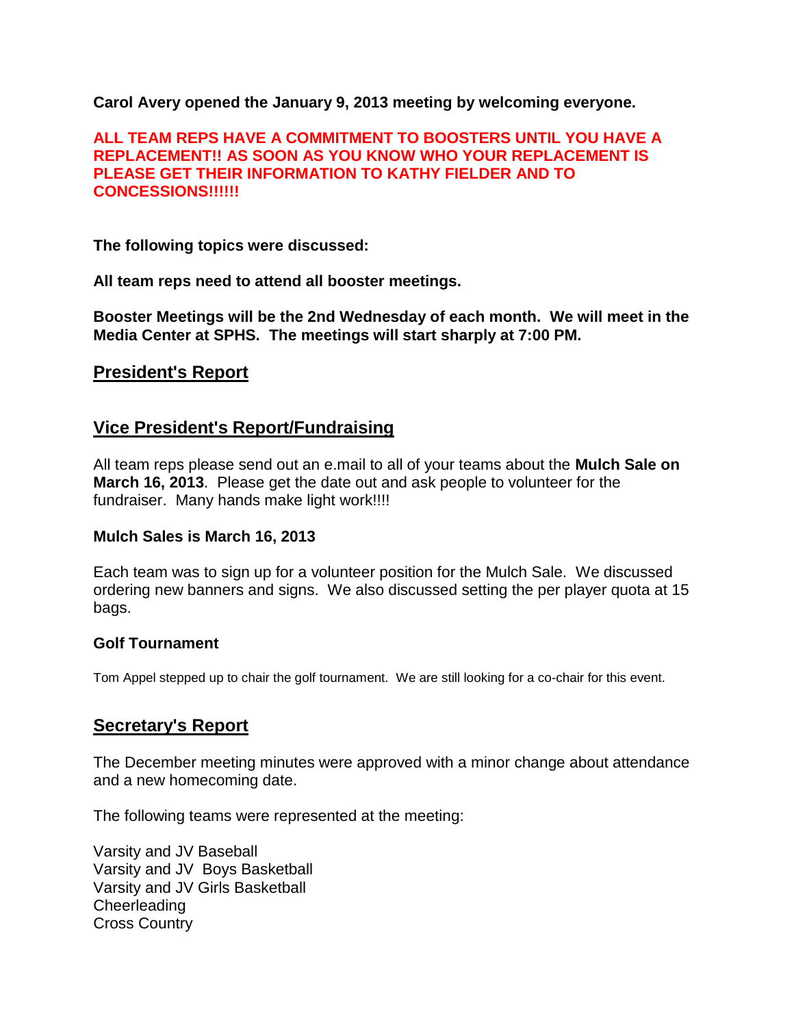**Carol Avery opened the January 9, 2013 meeting by welcoming everyone.**

**ALL TEAM REPS HAVE A COMMITMENT TO BOOSTERS UNTIL YOU HAVE A REPLACEMENT!! AS SOON AS YOU KNOW WHO YOUR REPLACEMENT IS PLEASE GET THEIR INFORMATION TO KATHY FIELDER AND TO CONCESSIONS!!!!!!**

**The following topics were discussed:**

**All team reps need to attend all booster meetings.**

**Booster Meetings will be the 2nd Wednesday of each month. We will meet in the Media Center at SPHS. The meetings will start sharply at 7:00 PM.**

## President's Report

## Vice President's Report/Fundraising

All team reps please send out an e.mail to all of your teams about the **Mulch Sale on March 16, 2013**. Please get the date out and ask people to volunteer for the fundraiser. Many hands make light work!!!!

**Mulch Sales is March 16, 2013**

Each team was to sign up for a volunteer position for the Mulch Sale. We discussed ordering new banners and signs. We also discussed setting the per player quota at 15 bags.

**Golf Tournament**

Tom Appel stepped up to chair the golf tournament. We are still looking for a co-chair for this event.

## Secretary's Report

The December meeting minutes were approved with a minor change about attendance and a new homecoming date.

The following teams were represented at the meeting:

Varsity and JV Baseball
Varsity and JV Boys Basketball
Varsity and JV Girls Basketball
Cheerleading
Cross Country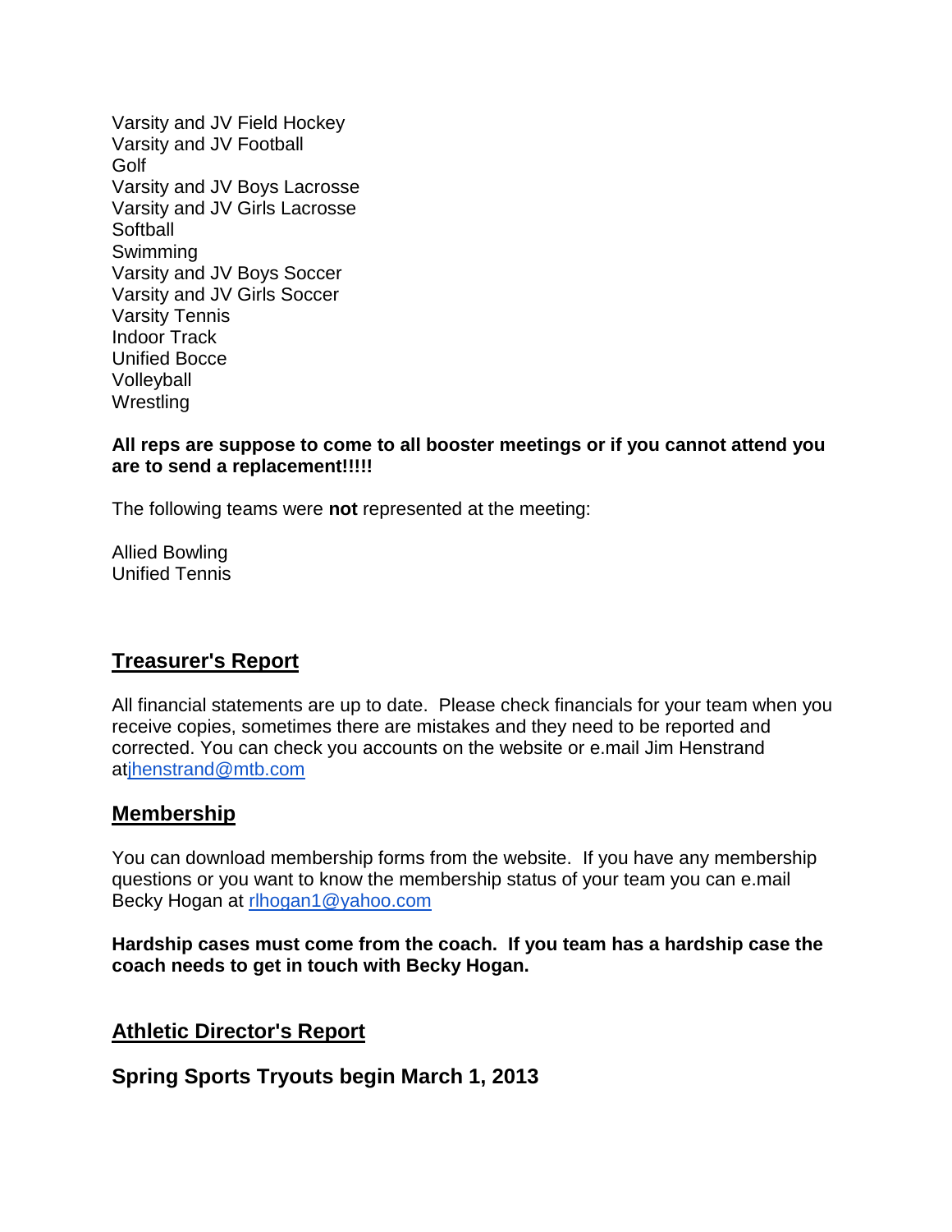Varsity and JV Field Hockey
Varsity and JV Football
Golf
Varsity and JV Boys Lacrosse
Varsity and JV Girls Lacrosse
Softball
Swimming
Varsity and JV Boys Soccer
Varsity and JV Girls Soccer
Varsity Tennis
Indoor Track
Unified Bocce
Volleyball
Wrestling

**All reps are suppose to come to all booster meetings or if you cannot attend you are to send a replacement!!!!!**

The following teams were **not** represented at the meeting:

Allied Bowling
Unified Tennis

## Treasurer's Report

All financial statements are up to date. Please check financials for your team when you receive copies, sometimes there are mistakes and they need to be reported and corrected. You can check you accounts on the website or e.mail Jim Henstrand atjhenstrand@mtb.com

## Membership

You can download membership forms from the website. If you have any membership questions or you want to know the membership status of your team you can e.mail Becky Hogan at rlhogan1@yahoo.com

**Hardship cases must come from the coach. If you team has a hardship case the coach needs to get in touch with Becky Hogan.**

## Athletic Director's Report

### Spring Sports Tryouts begin March 1, 2013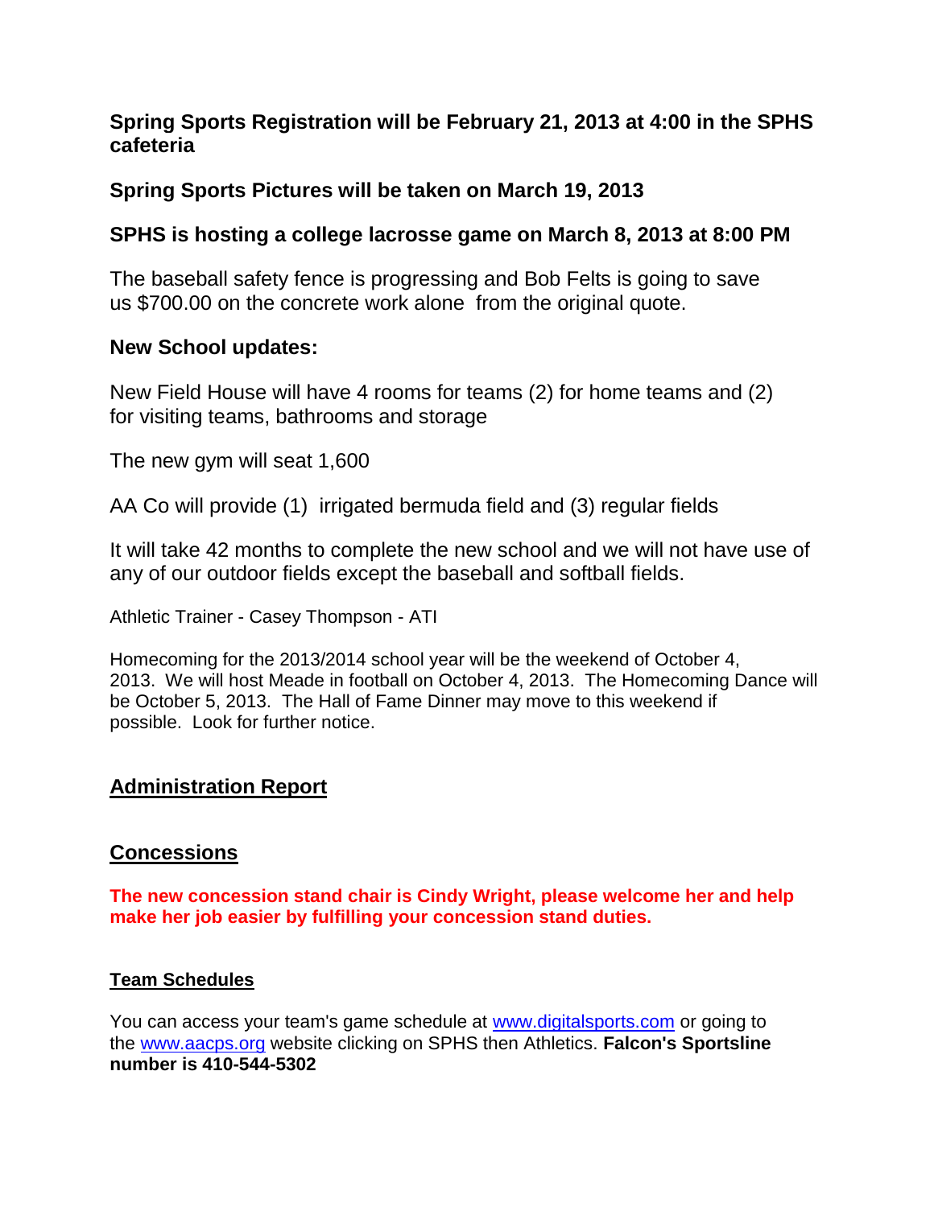**Spring Sports Registration will be February 21, 2013 at 4:00 in the SPHS cafeteria**

**Spring Sports Pictures will be taken on March 19, 2013**

**SPHS is hosting a college lacrosse game on March 8, 2013 at 8:00 PM**

The baseball safety fence is progressing and Bob Felts is going to save us $700.00 on the concrete work alone from the original quote.

**New School updates:**

New Field House will have 4 rooms for teams (2) for home teams and (2) for visiting teams, bathrooms and storage

The new gym will seat 1,600

AA Co will provide (1) irrigated bermuda field and (3) regular fields

It will take 42 months to complete the new school and we will not have use of any of our outdoor fields except the baseball and softball fields.

Athletic Trainer - Casey Thompson - ATI

Homecoming for the 2013/2014 school year will be the weekend of October 4, 2013. We will host Meade in football on October 4, 2013. The Homecoming Dance will be October 5, 2013. The Hall of Fame Dinner may move to this weekend if possible. Look for further notice.

## Administration Report

## Concessions

**The new concession stand chair is Cindy Wright, please welcome her and help make her job easier by fulfilling your concession stand duties.**

### Team Schedules

You can access your team's game schedule at www.digitalsports.com or going to the www.aacps.org website clicking on SPHS then Athletics. **Falcon's Sportsline number is 410-544-5302**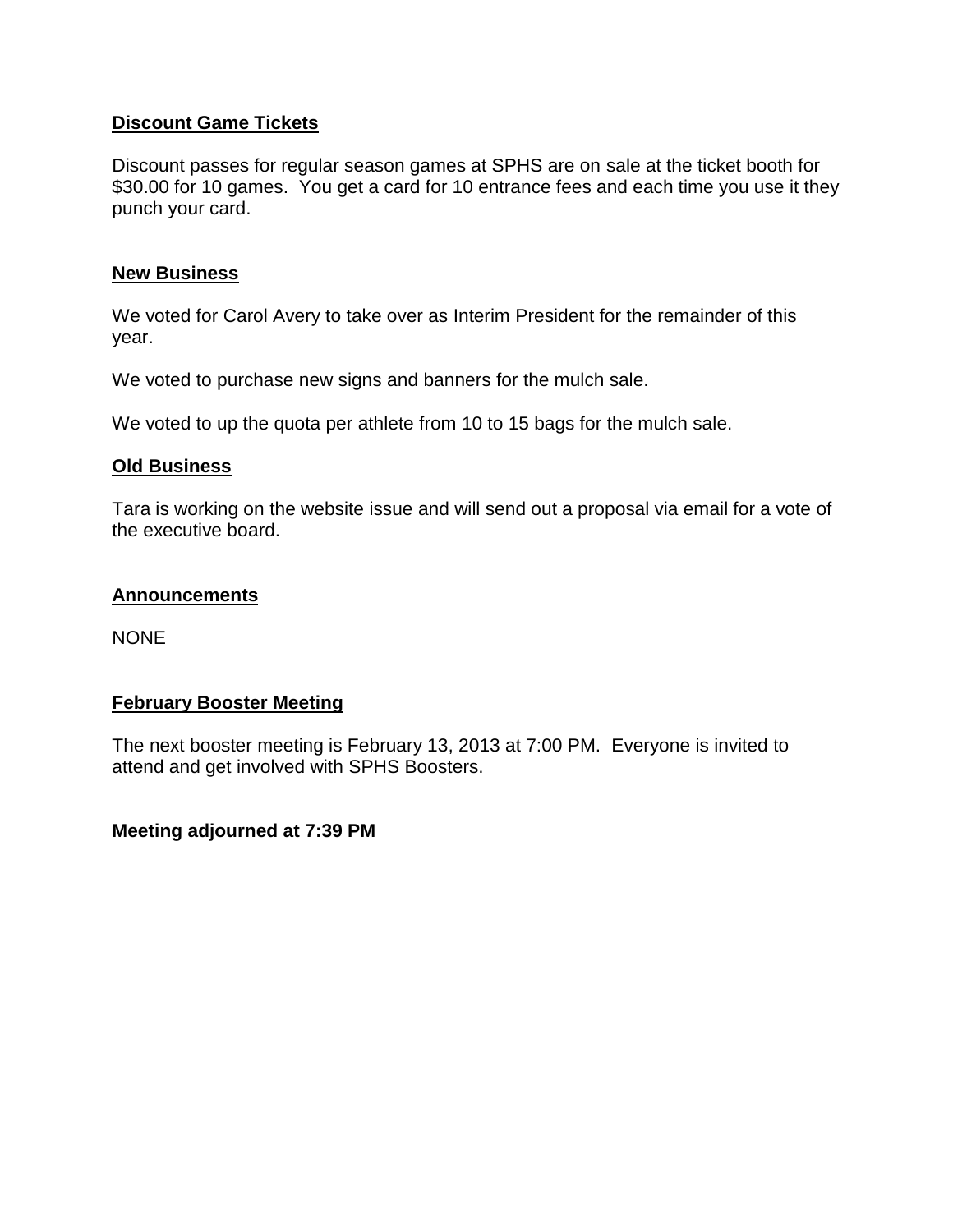## Discount Game Tickets

Discount passes for regular season games at SPHS are on sale at the ticket booth for $30.00 for 10 games. You get a card for 10 entrance fees and each time you use it they punch your card.

## New Business

We voted for Carol Avery to take over as Interim President for the remainder of this year.

We voted to purchase new signs and banners for the mulch sale.

We voted to up the quota per athlete from 10 to 15 bags for the mulch sale.

## Old Business

Tara is working on the website issue and will send out a proposal via email for a vote of the executive board.

## Announcements

NONE

## February Booster Meeting

The next booster meeting is February 13, 2013 at 7:00 PM. Everyone is invited to attend and get involved with SPHS Boosters.

**Meeting adjourned at 7:39 PM**